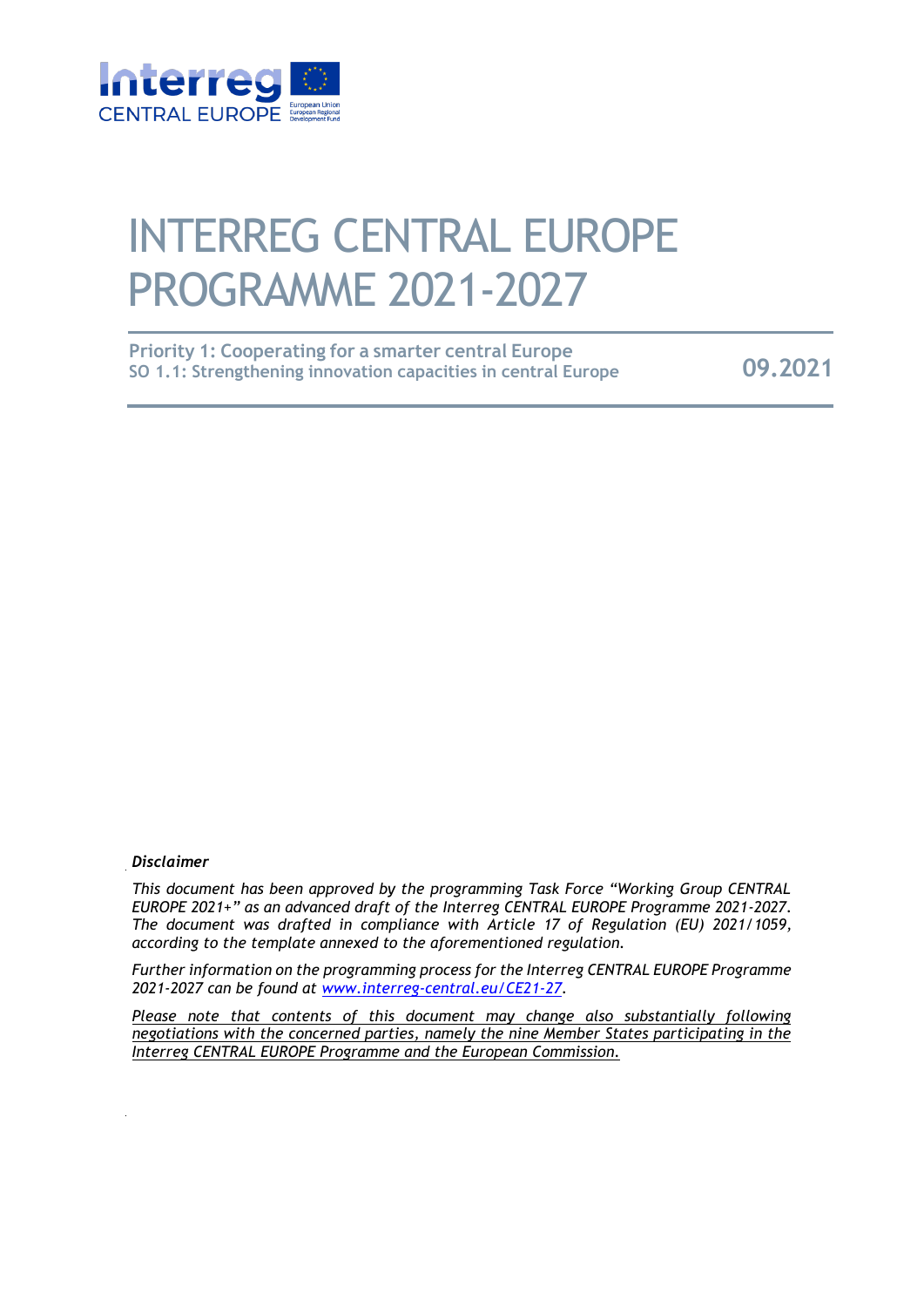# INTERREG CENTRAL EUROPE PROGRAMME 2021-2027

**Priority 1: Cooperating for a smarter central Europe**
**SO 1.1: Strengthening innovation capacities in central Europe**

**09.2021**

***Disclaimer***

*This document has been approved by the programming Task Force "Working Group CENTRAL EUROPE 2021+" as an advanced draft of the Interreg CENTRAL EUROPE Programme 2021-2027. The document was drafted in compliance with Article 17 of Regulation (EU) 2021/1059, according to the template annexed to the aforementioned regulation.*

*Further information on the programming process for the Interreg CENTRAL EUROPE Programme 2021-2027 can be found at [www.interreg-central.eu/CE21-27](www.interreg-central.eu/CE21-27).*

*<u>Please note that contents of this document may change also substantially following negotiations with the concerned parties, namely the nine Member States participating in the Interreg CENTRAL EUROPE Programme and the European Commission.</u>*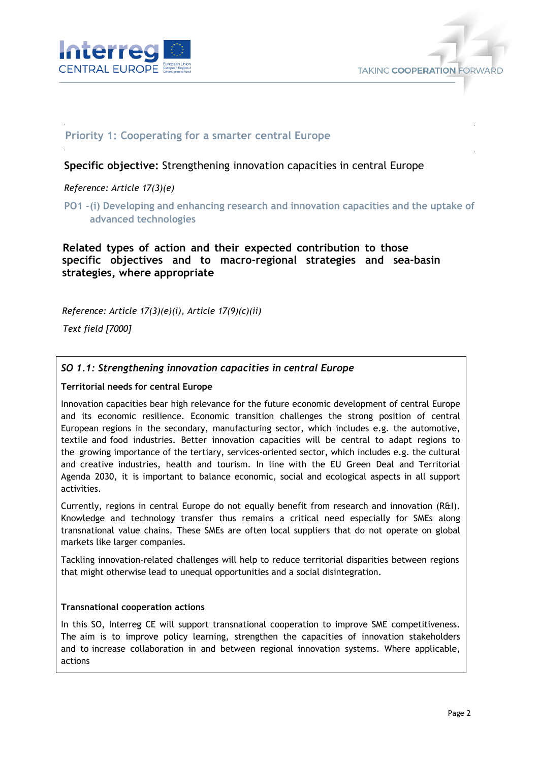## Priority 1: Cooperating for a smarter central Europe

**Specific objective:** Strengthening innovation capacities in central Europe

*Reference: Article 17(3)(e)*

### PO1 –(i) Developing and enhancing research and innovation capacities and the uptake of advanced technologies

### Related types of action and their expected contribution to those specific objectives and to macro-regional strategies and sea-basin strategies, where appropriate

*Reference: Article 17(3)(e)(i), Article 17(9)(c)(ii)*

*Text field [7000]*

***SO 1.1: Strengthening innovation capacities in central Europe***

**Territorial needs for central Europe**

Innovation capacities bear high relevance for the future economic development of central Europe and its economic resilience. Economic transition challenges the strong position of central European regions in the secondary, manufacturing sector, which includes e.g. the automotive, textile and food industries. Better innovation capacities will be central to adapt regions to the growing importance of the tertiary, services-oriented sector, which includes e.g. the cultural and creative industries, health and tourism. In line with the EU Green Deal and Territorial Agenda 2030, it is important to balance economic, social and ecological aspects in all support activities.

Currently, regions in central Europe do not equally benefit from research and innovation (R&I). Knowledge and technology transfer thus remains a critical need especially for SMEs along transnational value chains. These SMEs are often local suppliers that do not operate on global markets like larger companies.

Tackling innovation-related challenges will help to reduce territorial disparities between regions that might otherwise lead to unequal opportunities and a social disintegration.

**Transnational cooperation actions**

In this SO, Interreg CE will support transnational cooperation to improve SME competitiveness. The aim is to improve policy learning, strengthen the capacities of innovation stakeholders and to increase collaboration in and between regional innovation systems. Where applicable, actions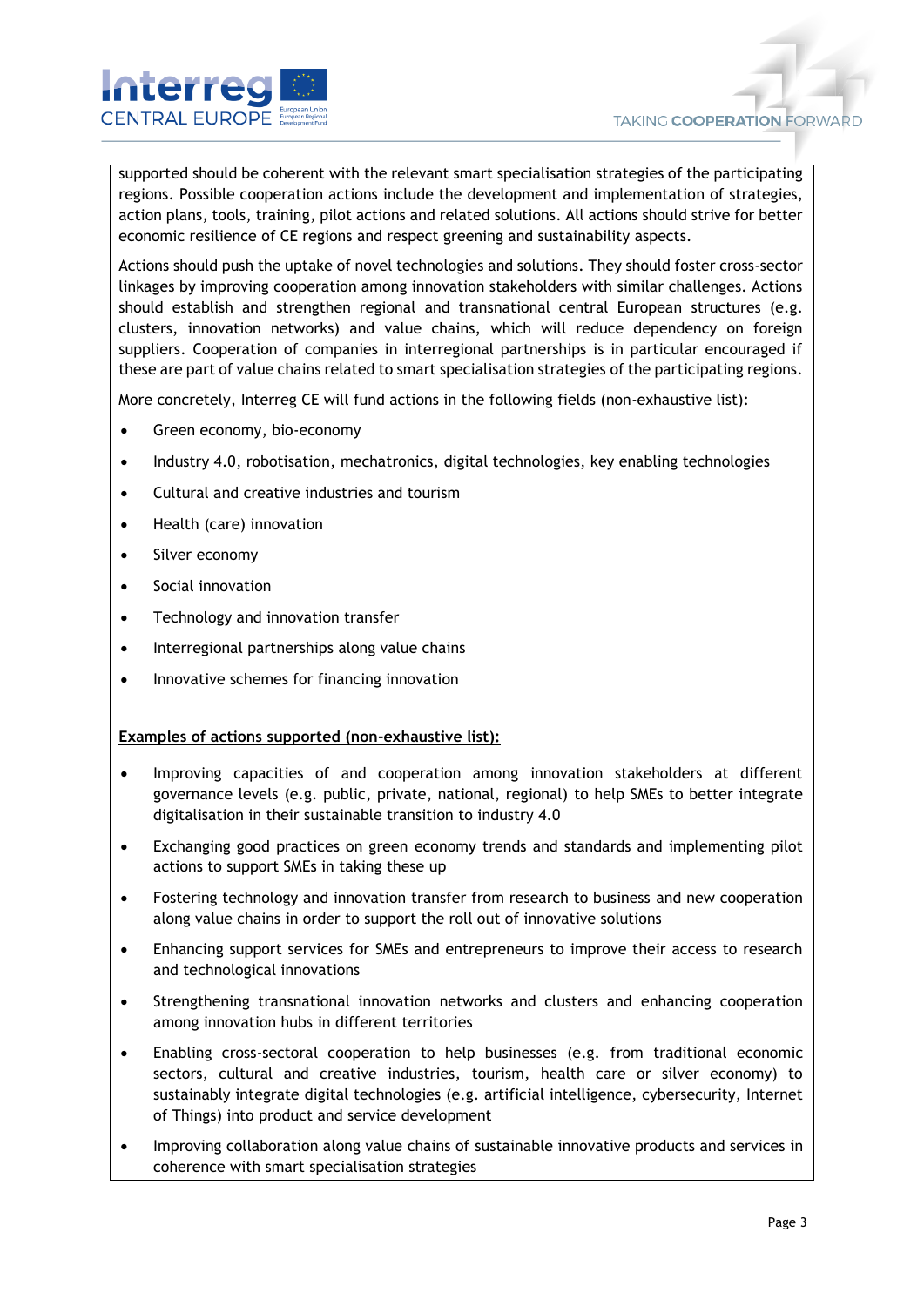supported should be coherent with the relevant smart specialisation strategies of the participating regions. Possible cooperation actions include the development and implementation of strategies, action plans, tools, training, pilot actions and related solutions. All actions should strive for better economic resilience of CE regions and respect greening and sustainability aspects.

Actions should push the uptake of novel technologies and solutions. They should foster cross-sector linkages by improving cooperation among innovation stakeholders with similar challenges. Actions should establish and strengthen regional and transnational central European structures (e.g. clusters, innovation networks) and value chains, which will reduce dependency on foreign suppliers. Cooperation of companies in interregional partnerships is in particular encouraged if these are part of value chains related to smart specialisation strategies of the participating regions.

More concretely, Interreg CE will fund actions in the following fields (non-exhaustive list):

- Green economy, bio-economy
- Industry 4.0, robotisation, mechatronics, digital technologies, key enabling technologies
- Cultural and creative industries and tourism
- Health (care) innovation
- Silver economy
- Social innovation
- Technology and innovation transfer
- Interregional partnerships along value chains
- Innovative schemes for financing innovation

**Examples of actions supported (non-exhaustive list):**

- Improving capacities of and cooperation among innovation stakeholders at different governance levels (e.g. public, private, national, regional) to help SMEs to better integrate digitalisation in their sustainable transition to industry 4.0
- Exchanging good practices on green economy trends and standards and implementing pilot actions to support SMEs in taking these up
- Fostering technology and innovation transfer from research to business and new cooperation along value chains in order to support the roll out of innovative solutions
- Enhancing support services for SMEs and entrepreneurs to improve their access to research and technological innovations
- Strengthening transnational innovation networks and clusters and enhancing cooperation among innovation hubs in different territories
- Enabling cross-sectoral cooperation to help businesses (e.g. from traditional economic sectors, cultural and creative industries, tourism, health care or silver economy) to sustainably integrate digital technologies (e.g. artificial intelligence, cybersecurity, Internet of Things) into product and service development
- Improving collaboration along value chains of sustainable innovative products and services in coherence with smart specialisation strategies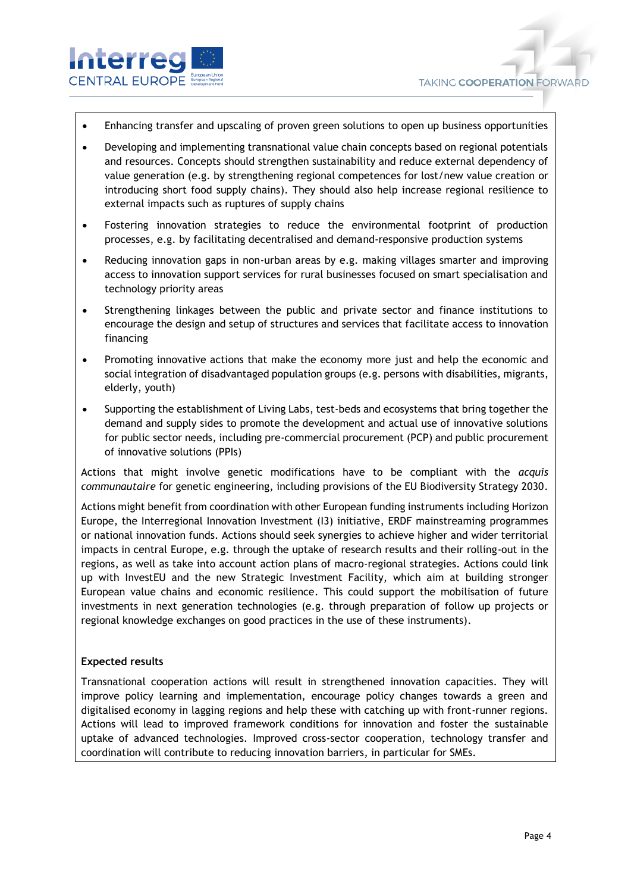- Enhancing transfer and upscaling of proven green solutions to open up business opportunities
- Developing and implementing transnational value chain concepts based on regional potentials and resources. Concepts should strengthen sustainability and reduce external dependency of value generation (e.g. by strengthening regional competences for lost/new value creation or introducing short food supply chains). They should also help increase regional resilience to external impacts such as ruptures of supply chains
- Fostering innovation strategies to reduce the environmental footprint of production processes, e.g. by facilitating decentralised and demand-responsive production systems
- Reducing innovation gaps in non-urban areas by e.g. making villages smarter and improving access to innovation support services for rural businesses focused on smart specialisation and technology priority areas
- Strengthening linkages between the public and private sector and finance institutions to encourage the design and setup of structures and services that facilitate access to innovation financing
- Promoting innovative actions that make the economy more just and help the economic and social integration of disadvantaged population groups (e.g. persons with disabilities, migrants, elderly, youth)
- Supporting the establishment of Living Labs, test-beds and ecosystems that bring together the demand and supply sides to promote the development and actual use of innovative solutions for public sector needs, including pre-commercial procurement (PCP) and public procurement of innovative solutions (PPIs)

Actions that might involve genetic modifications have to be compliant with the *acquis communautaire* for genetic engineering, including provisions of the EU Biodiversity Strategy 2030.

Actions might benefit from coordination with other European funding instruments including Horizon Europe, the Interregional Innovation Investment (I3) initiative, ERDF mainstreaming programmes or national innovation funds. Actions should seek synergies to achieve higher and wider territorial impacts in central Europe, e.g. through the uptake of research results and their rolling-out in the regions, as well as take into account action plans of macro-regional strategies. Actions could link up with InvestEU and the new Strategic Investment Facility, which aim at building stronger European value chains and economic resilience. This could support the mobilisation of future investments in next generation technologies (e.g. through preparation of follow up projects or regional knowledge exchanges on good practices in the use of these instruments).

**Expected results**

Transnational cooperation actions will result in strengthened innovation capacities. They will improve policy learning and implementation, encourage policy changes towards a green and digitalised economy in lagging regions and help these with catching up with front-runner regions. Actions will lead to improved framework conditions for innovation and foster the sustainable uptake of advanced technologies. Improved cross-sector cooperation, technology transfer and coordination will contribute to reducing innovation barriers, in particular for SMEs.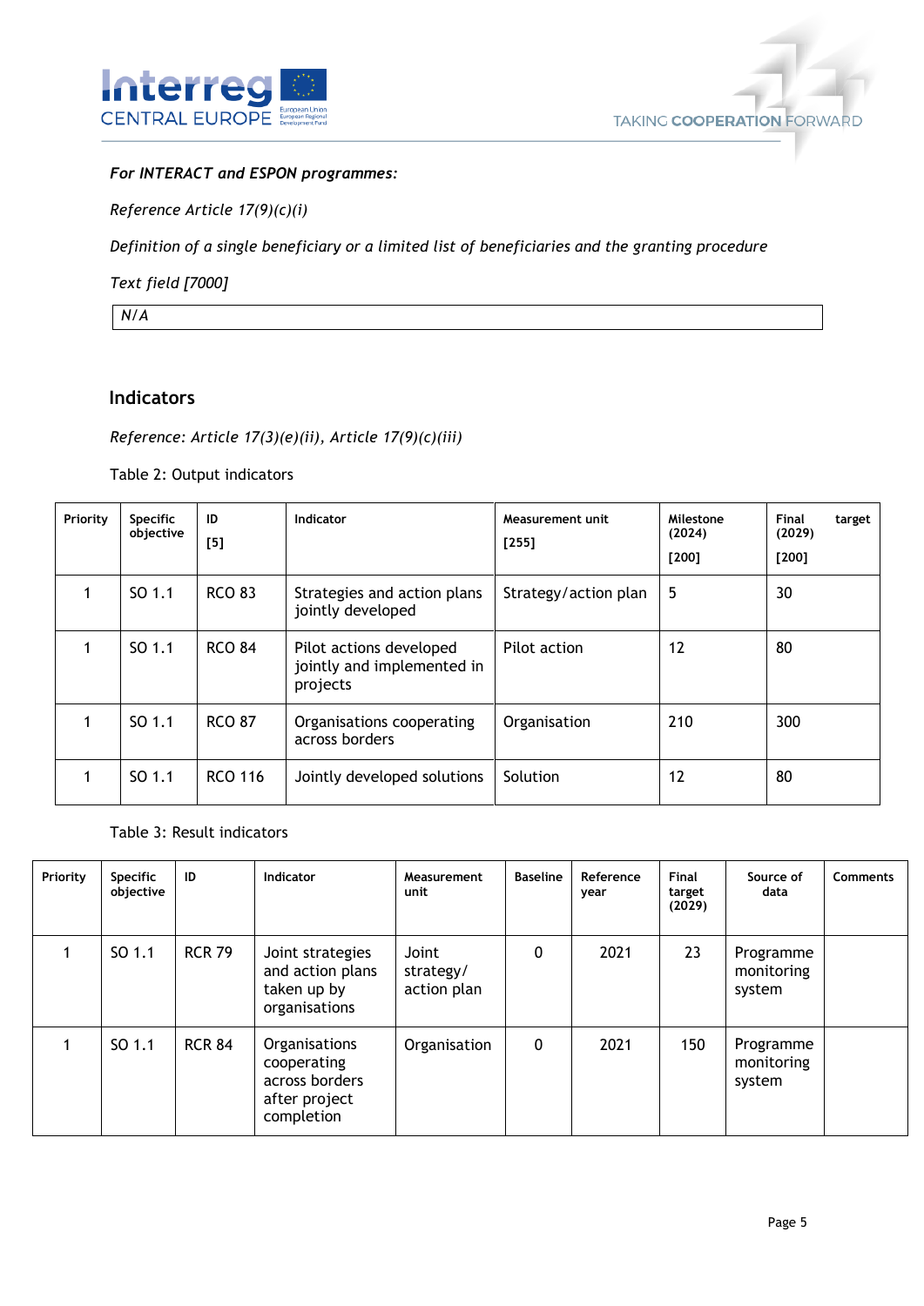*For INTERACT and ESPON programmes:*

*Reference Article 17(9)(c)(i)*

*Definition of a single beneficiary or a limited list of beneficiaries and the granting procedure*

*Text field [7000]*

| *N/A* |
|---|

## Indicators

*Reference: Article 17(3)(e)(ii), Article 17(9)(c)(iii)*

Table 2: Output indicators

| Priority | Specific objective | ID [5] | Indicator | Measurement unit [255] | Milestone (2024) [200] | Final target (2029) [200] |
|---|---|---|---|---|---|---|
| 1 | SO 1.1 | RCO 83 | Strategies and action plans jointly developed | Strategy/action plan | 5 | 30 |
| 1 | SO 1.1 | RCO 84 | Pilot actions developed jointly and implemented in projects | Pilot action | 12 | 80 |
| 1 | SO 1.1 | RCO 87 | Organisations cooperating across borders | Organisation | 210 | 300 |
| 1 | SO 1.1 | RCO 116 | Jointly developed solutions | Solution | 12 | 80 |

Table 3: Result indicators

| Priority | Specific objective | ID | Indicator | Measurement unit | Baseline | Reference year | Final target (2029) | Source of data | Comments |
|---|---|---|---|---|---|---|---|---|---|
| 1 | SO 1.1 | RCR 79 | Joint strategies and action plans taken up by organisations | Joint strategy/ action plan | 0 | 2021 | 23 | Programme monitoring system | |
| 1 | SO 1.1 | RCR 84 | Organisations cooperating across borders after project completion | Organisation | 0 | 2021 | 150 | Programme monitoring system | |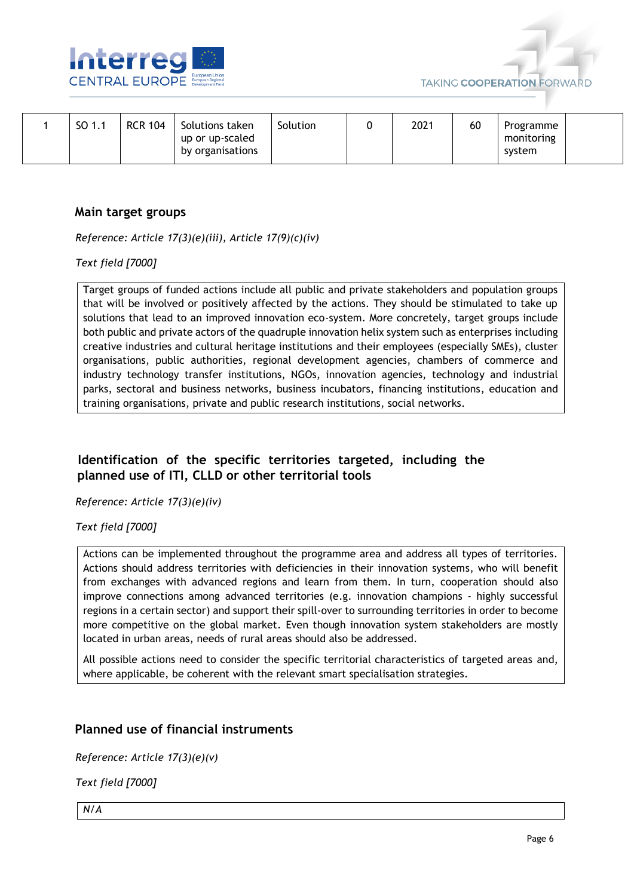| 1 | SO 1.1 | RCR 104 | Solutions taken up or up-scaled by organisations | Solution | 0 | 2021 | 60 | Programme monitoring system | |
|---|---|---|---|---|---|---|---|---|---|

### Main target groups

*Reference: Article 17(3)(e)(iii), Article 17(9)(c)(iv)*

*Text field [7000]*

Target groups of funded actions include all public and private stakeholders and population groups that will be involved or positively affected by the actions. They should be stimulated to take up solutions that lead to an improved innovation eco-system. More concretely, target groups include both public and private actors of the quadruple innovation helix system such as enterprises including creative industries and cultural heritage institutions and their employees (especially SMEs), cluster organisations, public authorities, regional development agencies, chambers of commerce and industry technology transfer institutions, NGOs, innovation agencies, technology and industrial parks, sectoral and business networks, business incubators, financing institutions, education and training organisations, private and public research institutions, social networks.

### Identification of the specific territories targeted, including the planned use of ITI, CLLD or other territorial tools

*Reference: Article 17(3)(e)(iv)*

*Text field [7000]*

Actions can be implemented throughout the programme area and address all types of territories. Actions should address territories with deficiencies in their innovation systems, who will benefit from exchanges with advanced regions and learn from them. In turn, cooperation should also improve connections among advanced territories (e.g. innovation champions - highly successful regions in a certain sector) and support their spill-over to surrounding territories in order to become more competitive on the global market. Even though innovation system stakeholders are mostly located in urban areas, needs of rural areas should also be addressed.

All possible actions need to consider the specific territorial characteristics of targeted areas and, where applicable, be coherent with the relevant smart specialisation strategies.

### Planned use of financial instruments

*Reference: Article 17(3)(e)(v)*

*Text field [7000]*

*N/A*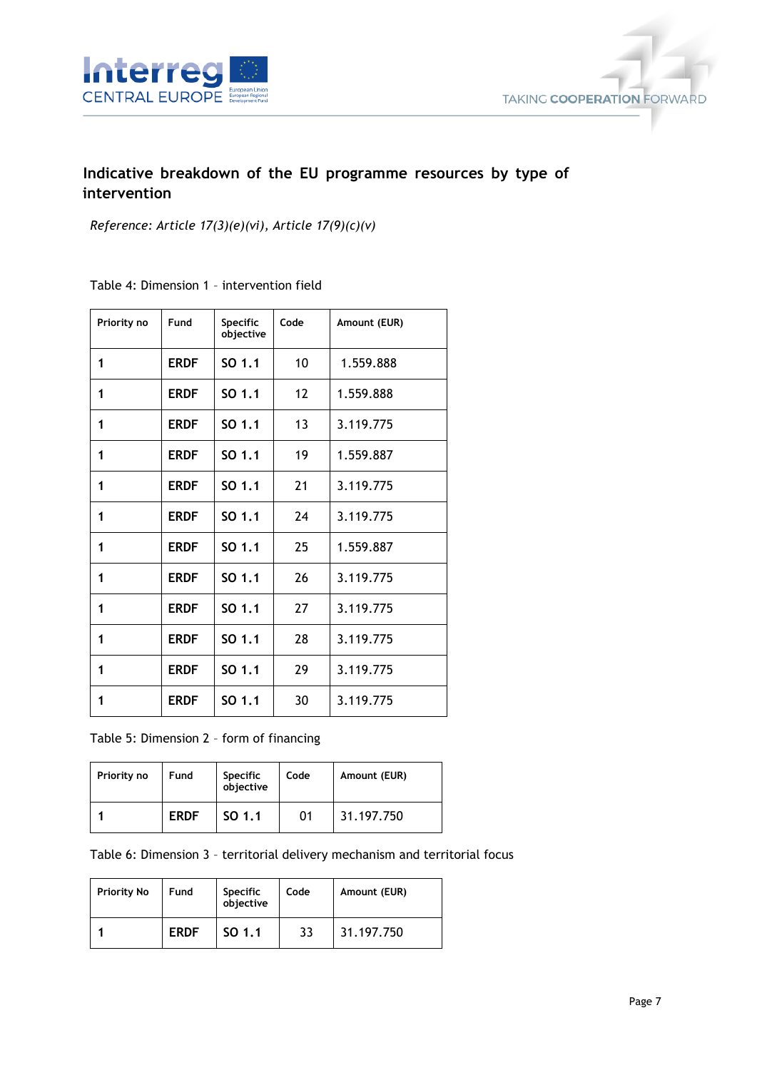## Indicative breakdown of the EU programme resources by type of intervention

*Reference: Article 17(3)(e)(vi), Article 17(9)(c)(v)*

Table 4: Dimension 1 – intervention field

| Priority no | Fund | Specific objective | Code | Amount (EUR) |
|---|---|---|---|---|
| 1 | ERDF | SO 1.1 | 10 | 1.559.888 |
| 1 | ERDF | SO 1.1 | 12 | 1.559.888 |
| 1 | ERDF | SO 1.1 | 13 | 3.119.775 |
| 1 | ERDF | SO 1.1 | 19 | 1.559.887 |
| 1 | ERDF | SO 1.1 | 21 | 3.119.775 |
| 1 | ERDF | SO 1.1 | 24 | 3.119.775 |
| 1 | ERDF | SO 1.1 | 25 | 1.559.887 |
| 1 | ERDF | SO 1.1 | 26 | 3.119.775 |
| 1 | ERDF | SO 1.1 | 27 | 3.119.775 |
| 1 | ERDF | SO 1.1 | 28 | 3.119.775 |
| 1 | ERDF | SO 1.1 | 29 | 3.119.775 |
| 1 | ERDF | SO 1.1 | 30 | 3.119.775 |

Table 5: Dimension 2 – form of financing

| Priority no | Fund | Specific objective | Code | Amount (EUR) |
|---|---|---|---|---|
| 1 | ERDF | SO 1.1 | 01 | 31.197.750 |

Table 6: Dimension 3 – territorial delivery mechanism and territorial focus

| Priority No | Fund | Specific objective | Code | Amount (EUR) |
|---|---|---|---|---|
| 1 | ERDF | SO 1.1 | 33 | 31.197.750 |